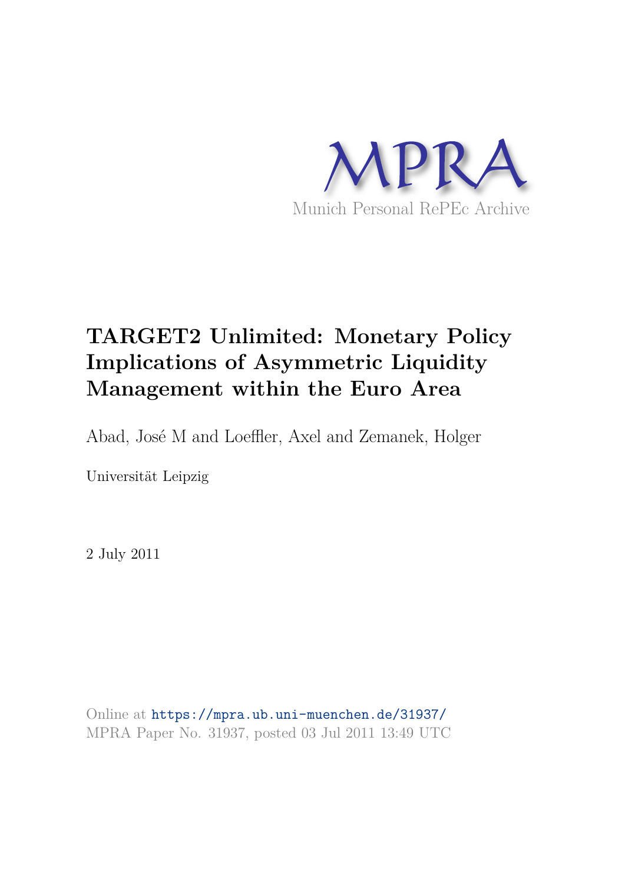MPRA

Munich Personal RePEc Archive

# TARGET2 Unlimited: Monetary Policy Implications of Asymmetric Liquidity Management within the Euro Area

Abad, José M and Loeffler, Axel and Zemanek, Holger

Universität Leipzig

2 July 2011

Online at https://mpra.ub.uni-muenchen.de/31937/
MPRA Paper No. 31937, posted 03 Jul 2011 13:49 UTC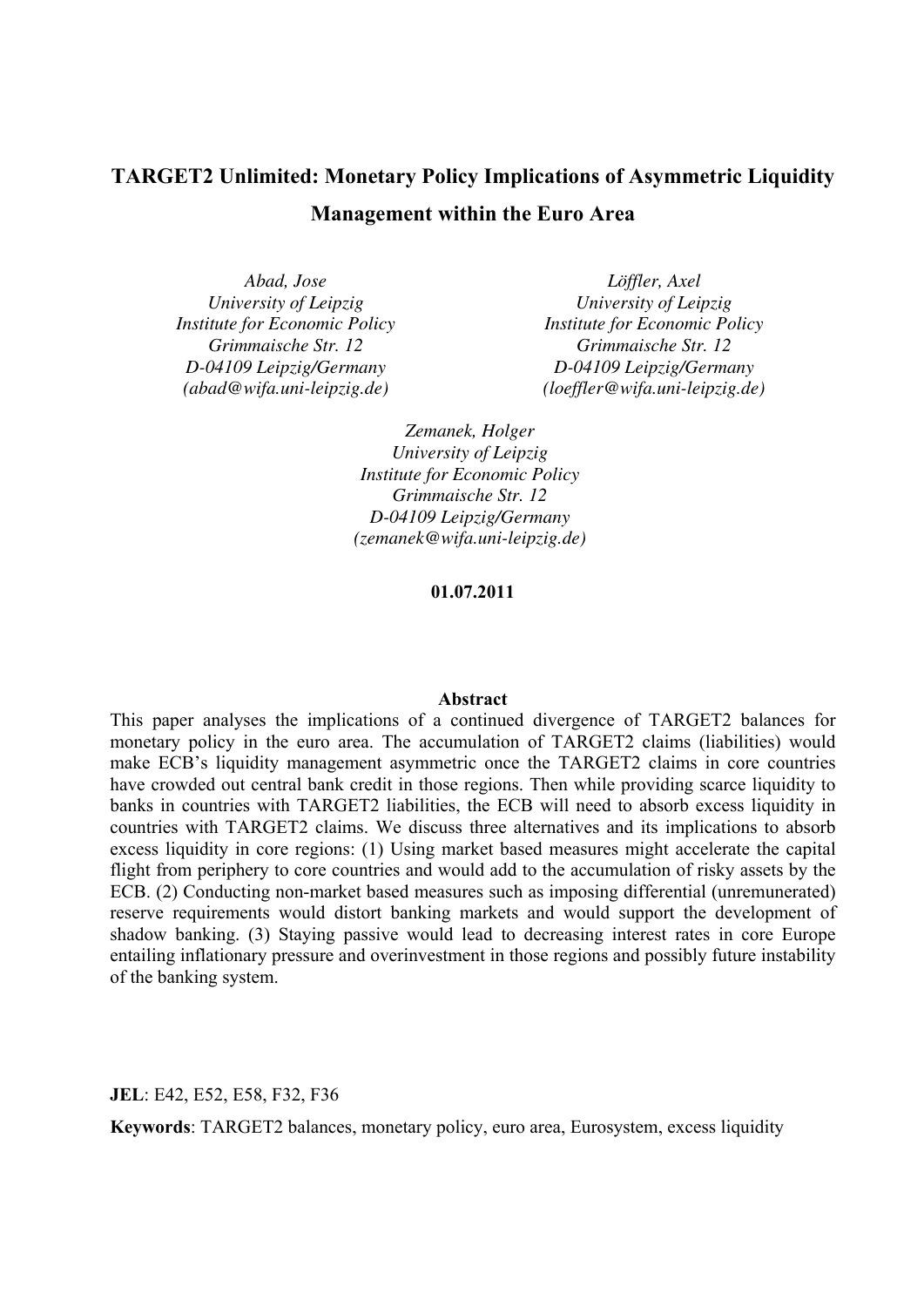# TARGET2 Unlimited: Monetary Policy Implications of Asymmetric Liquidity Management within the Euro Area

*Abad, Jose*
*University of Leipzig*
*Institute for Economic Policy*
*Grimmaische Str. 12*
*D-04109 Leipzig/Germany*
*(abad@wifa.uni-leipzig.de)*

*Löffler, Axel*
*University of Leipzig*
*Institute for Economic Policy*
*Grimmaische Str. 12*
*D-04109 Leipzig/Germany*
*(loeffler@wifa.uni-leipzig.de)*

*Zemanek, Holger*
*University of Leipzig*
*Institute for Economic Policy*
*Grimmaische Str. 12*
*D-04109 Leipzig/Germany*
*(zemanek@wifa.uni-leipzig.de)*

**01.07.2011**

**Abstract**

This paper analyses the implications of a continued divergence of TARGET2 balances for monetary policy in the euro area. The accumulation of TARGET2 claims (liabilities) would make ECB's liquidity management asymmetric once the TARGET2 claims in core countries have crowded out central bank credit in those regions. Then while providing scarce liquidity to banks in countries with TARGET2 liabilities, the ECB will need to absorb excess liquidity in countries with TARGET2 claims. We discuss three alternatives and its implications to absorb excess liquidity in core regions: (1) Using market based measures might accelerate the capital flight from periphery to core countries and would add to the accumulation of risky assets by the ECB. (2) Conducting non-market based measures such as imposing differential (unremunerated) reserve requirements would distort banking markets and would support the development of shadow banking. (3) Staying passive would lead to decreasing interest rates in core Europe entailing inflationary pressure and overinvestment in those regions and possibly future instability of the banking system.

**JEL**: E42, E52, E58, F32, F36

**Keywords**: TARGET2 balances, monetary policy, euro area, Eurosystem, excess liquidity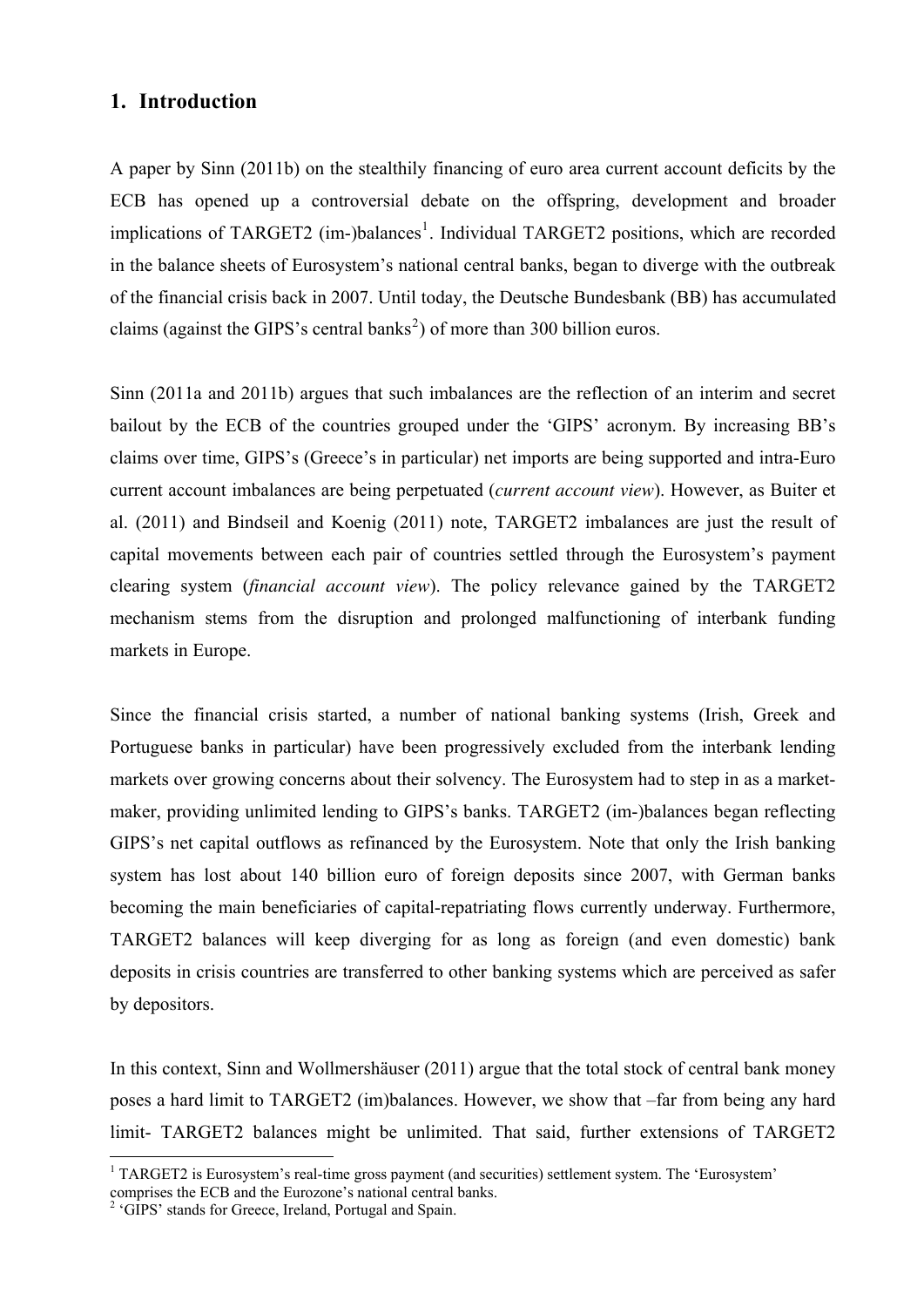## 1. Introduction

A paper by Sinn (2011b) on the stealthily financing of euro area current account deficits by the ECB has opened up a controversial debate on the offspring, development and broader implications of TARGET2 (im-)balances[1]. Individual TARGET2 positions, which are recorded in the balance sheets of Eurosystem's national central banks, began to diverge with the outbreak of the financial crisis back in 2007. Until today, the Deutsche Bundesbank (BB) has accumulated claims (against the GIPS's central banks[2]) of more than 300 billion euros.

Sinn (2011a and 2011b) argues that such imbalances are the reflection of an interim and secret bailout by the ECB of the countries grouped under the 'GIPS' acronym. By increasing BB's claims over time, GIPS's (Greece's in particular) net imports are being supported and intra-Euro current account imbalances are being perpetuated (*current account view*). However, as Buiter et al. (2011) and Bindseil and Koenig (2011) note, TARGET2 imbalances are just the result of capital movements between each pair of countries settled through the Eurosystem's payment clearing system (*financial account view*). The policy relevance gained by the TARGET2 mechanism stems from the disruption and prolonged malfunctioning of interbank funding markets in Europe.

Since the financial crisis started, a number of national banking systems (Irish, Greek and Portuguese banks in particular) have been progressively excluded from the interbank lending markets over growing concerns about their solvency. The Eurosystem had to step in as a market-maker, providing unlimited lending to GIPS's banks. TARGET2 (im-)balances began reflecting GIPS's net capital outflows as refinanced by the Eurosystem. Note that only the Irish banking system has lost about 140 billion euro of foreign deposits since 2007, with German banks becoming the main beneficiaries of capital-repatriating flows currently underway. Furthermore, TARGET2 balances will keep diverging for as long as foreign (and even domestic) bank deposits in crisis countries are transferred to other banking systems which are perceived as safer by depositors.

In this context, Sinn and Wollmershäuser (2011) argue that the total stock of central bank money poses a hard limit to TARGET2 (im)balances. However, we show that –far from being any hard limit- TARGET2 balances might be unlimited. That said, further extensions of TARGET2

[1] TARGET2 is Eurosystem's real-time gross payment (and securities) settlement system. The 'Eurosystem' comprises the ECB and the Eurozone's national central banks.

[2] 'GIPS' stands for Greece, Ireland, Portugal and Spain.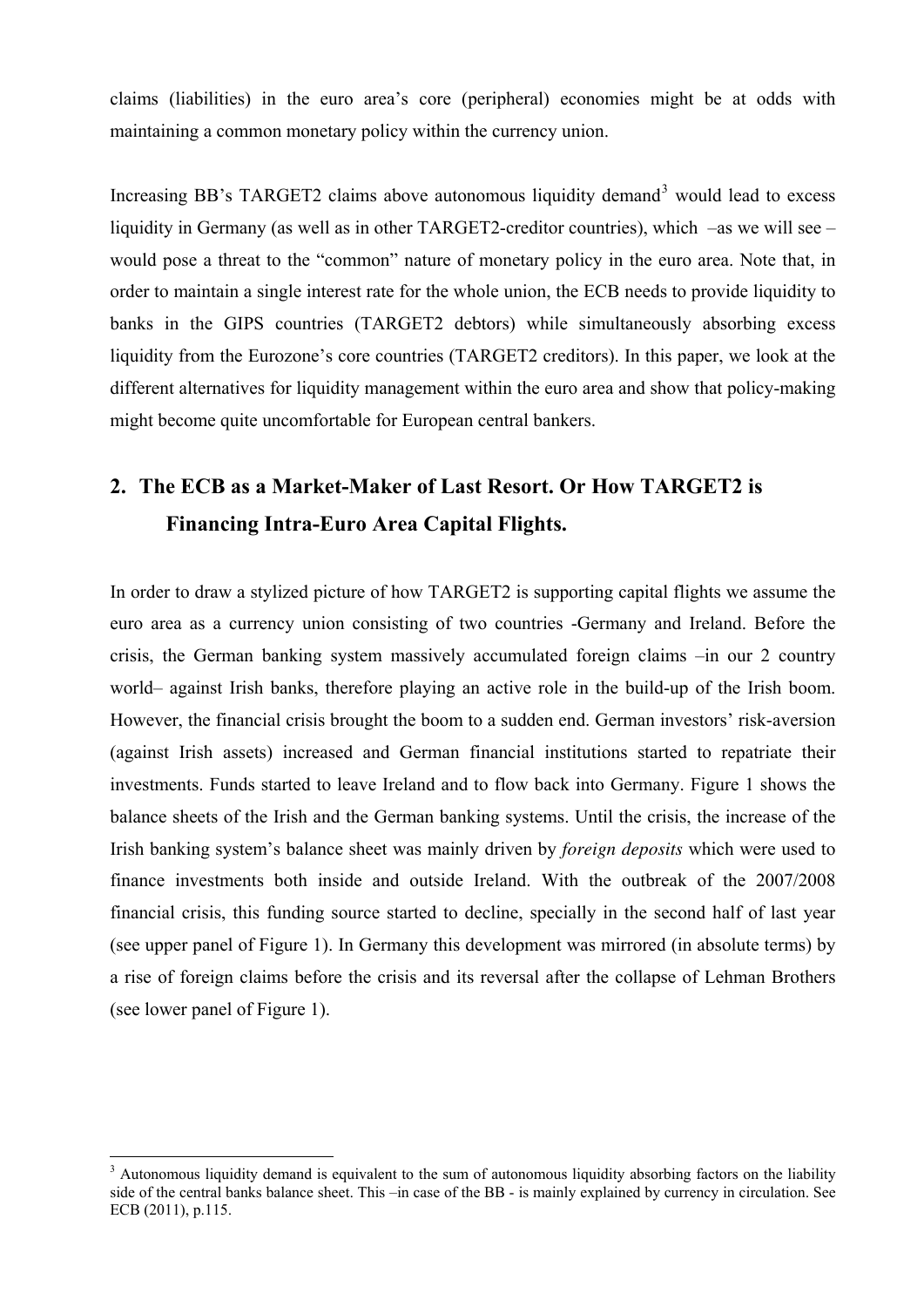claims (liabilities) in the euro area's core (peripheral) economies might be at odds with maintaining a common monetary policy within the currency union.

Increasing BB's TARGET2 claims above autonomous liquidity demand[3] would lead to excess liquidity in Germany (as well as in other TARGET2-creditor countries), which –as we will see – would pose a threat to the "common" nature of monetary policy in the euro area. Note that, in order to maintain a single interest rate for the whole union, the ECB needs to provide liquidity to banks in the GIPS countries (TARGET2 debtors) while simultaneously absorbing excess liquidity from the Eurozone's core countries (TARGET2 creditors). In this paper, we look at the different alternatives for liquidity management within the euro area and show that policy-making might become quite uncomfortable for European central bankers.

## 2. The ECB as a Market-Maker of Last Resort. Or How TARGET2 is Financing Intra-Euro Area Capital Flights.

In order to draw a stylized picture of how TARGET2 is supporting capital flights we assume the euro area as a currency union consisting of two countries -Germany and Ireland. Before the crisis, the German banking system massively accumulated foreign claims –in our 2 country world– against Irish banks, therefore playing an active role in the build-up of the Irish boom. However, the financial crisis brought the boom to a sudden end. German investors' risk-aversion (against Irish assets) increased and German financial institutions started to repatriate their investments. Funds started to leave Ireland and to flow back into Germany. Figure 1 shows the balance sheets of the Irish and the German banking systems. Until the crisis, the increase of the Irish banking system's balance sheet was mainly driven by *foreign deposits* which were used to finance investments both inside and outside Ireland. With the outbreak of the 2007/2008 financial crisis, this funding source started to decline, specially in the second half of last year (see upper panel of Figure 1). In Germany this development was mirrored (in absolute terms) by a rise of foreign claims before the crisis and its reversal after the collapse of Lehman Brothers (see lower panel of Figure 1).

[3] Autonomous liquidity demand is equivalent to the sum of autonomous liquidity absorbing factors on the liability side of the central banks balance sheet. This –in case of the BB - is mainly explained by currency in circulation. See ECB (2011), p.115.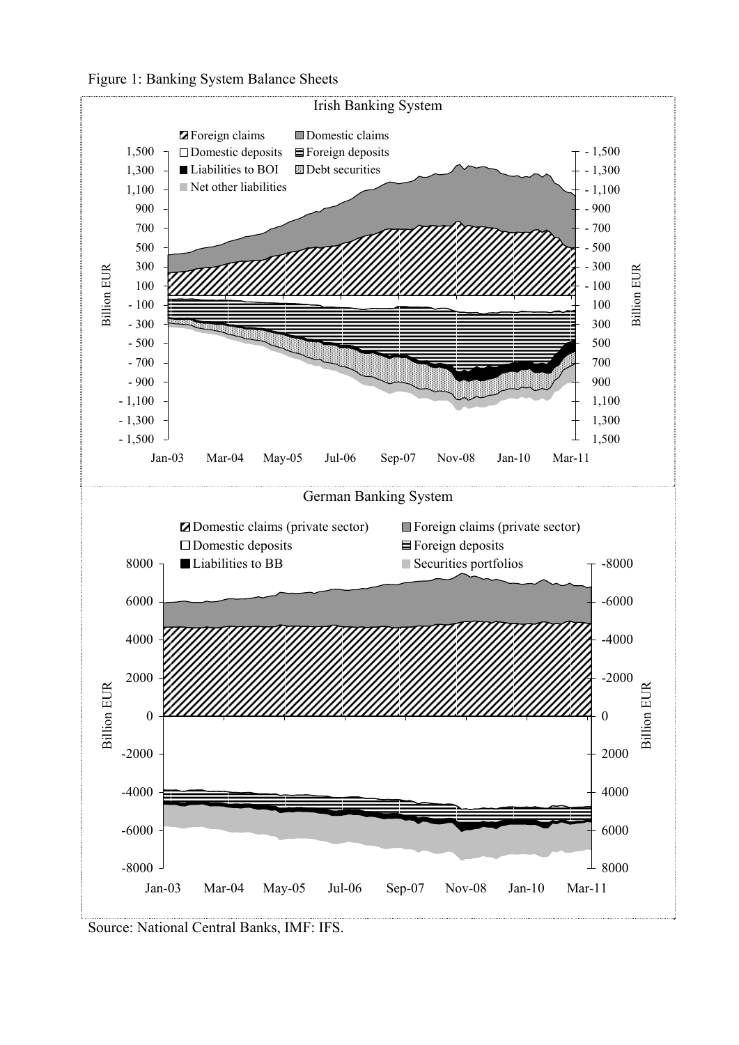Figure 1: Banking System Balance Sheets

Source: National Central Banks, IMF: IFS.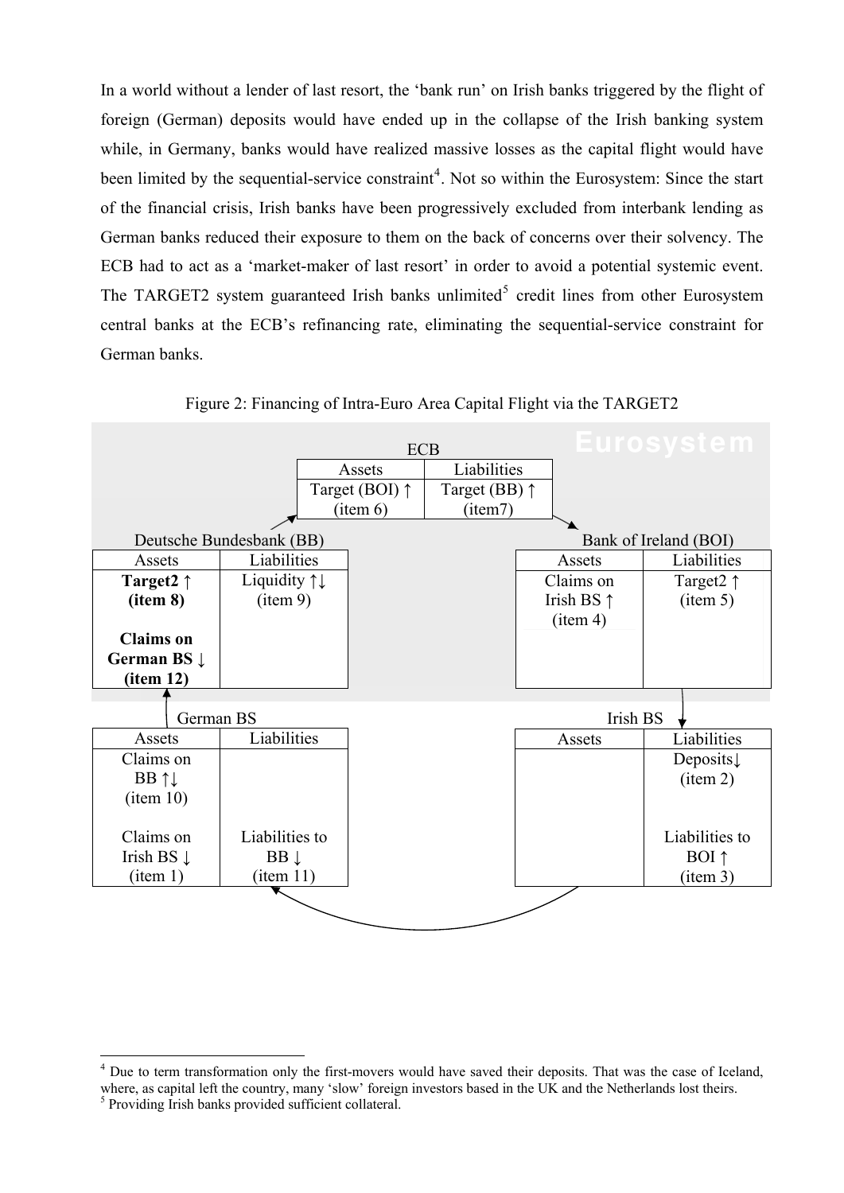In a world without a lender of last resort, the 'bank run' on Irish banks triggered by the flight of foreign (German) deposits would have ended up in the collapse of the Irish banking system while, in Germany, banks would have realized massive losses as the capital flight would have been limited by the sequential-service constraint[4]. Not so within the Eurosystem: Since the start of the financial crisis, Irish banks have been progressively excluded from interbank lending as German banks reduced their exposure to them on the back of concerns over their solvency. The ECB had to act as a 'market-maker of last resort' in order to avoid a potential systemic event. The TARGET2 system guaranteed Irish banks unlimited[5] credit lines from other Eurosystem central banks at the ECB's refinancing rate, eliminating the sequential-service constraint for German banks.

Figure 2: Financing of Intra-Euro Area Capital Flight via the TARGET2

**Eurosystem**

ECB

| Assets | Liabilities |
|---|---|
| Target (BOI) ↑ (item 6) | Target (BB) ↑ (item7) |

Deutsche Bundesbank (BB)

| Assets | Liabilities |
|---|---|
| **Target2 ↑ (item 8)** | Liquidity ↑↓ (item 9) |
| **Claims on German BS ↓ (item 12)** | |

Bank of Ireland (BOI)

| Assets | Liabilities |
|---|---|
| Claims on Irish BS ↑ (item 4) | Target2 ↑ (item 5) |

German BS

| Assets | Liabilities |
|---|---|
| Claims on BB ↑↓ (item 10) | |
| Claims on Irish BS ↓ (item 1) | Liabilities to BB ↓ (item 11) |

Irish BS

| Assets | Liabilities |
|---|---|
| | Deposits↓ (item 2) |
| | Liabilities to BOI ↑ (item 3) |

[4] Due to term transformation only the first-movers would have saved their deposits. That was the case of Iceland, where, as capital left the country, many 'slow' foreign investors based in the UK and the Netherlands lost theirs.

[5] Providing Irish banks provided sufficient collateral.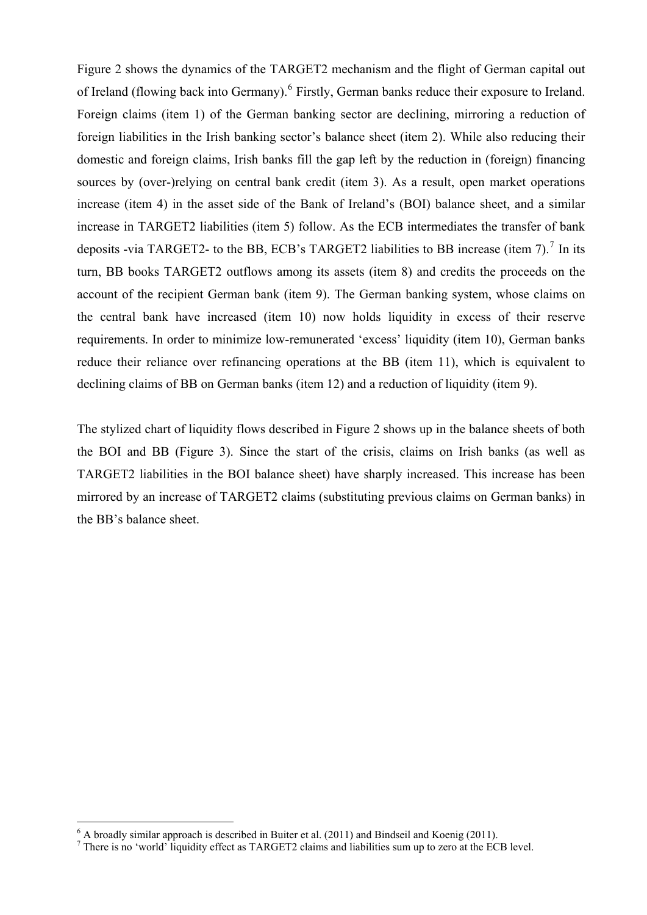Figure 2 shows the dynamics of the TARGET2 mechanism and the flight of German capital out of Ireland (flowing back into Germany).[6] Firstly, German banks reduce their exposure to Ireland. Foreign claims (item 1) of the German banking sector are declining, mirroring a reduction of foreign liabilities in the Irish banking sector's balance sheet (item 2). While also reducing their domestic and foreign claims, Irish banks fill the gap left by the reduction in (foreign) financing sources by (over-)relying on central bank credit (item 3). As a result, open market operations increase (item 4) in the asset side of the Bank of Ireland's (BOI) balance sheet, and a similar increase in TARGET2 liabilities (item 5) follow. As the ECB intermediates the transfer of bank deposits -via TARGET2- to the BB, ECB's TARGET2 liabilities to BB increase (item 7).[7] In its turn, BB books TARGET2 outflows among its assets (item 8) and credits the proceeds on the account of the recipient German bank (item 9). The German banking system, whose claims on the central bank have increased (item 10) now holds liquidity in excess of their reserve requirements. In order to minimize low-remunerated 'excess' liquidity (item 10), German banks reduce their reliance over refinancing operations at the BB (item 11), which is equivalent to declining claims of BB on German banks (item 12) and a reduction of liquidity (item 9).

The stylized chart of liquidity flows described in Figure 2 shows up in the balance sheets of both the BOI and BB (Figure 3). Since the start of the crisis, claims on Irish banks (as well as TARGET2 liabilities in the BOI balance sheet) have sharply increased. This increase has been mirrored by an increase of TARGET2 claims (substituting previous claims on German banks) in the BB's balance sheet.

---

[6] A broadly similar approach is described in Buiter et al. (2011) and Bindseil and Koenig (2011).

[7] There is no 'world' liquidity effect as TARGET2 claims and liabilities sum up to zero at the ECB level.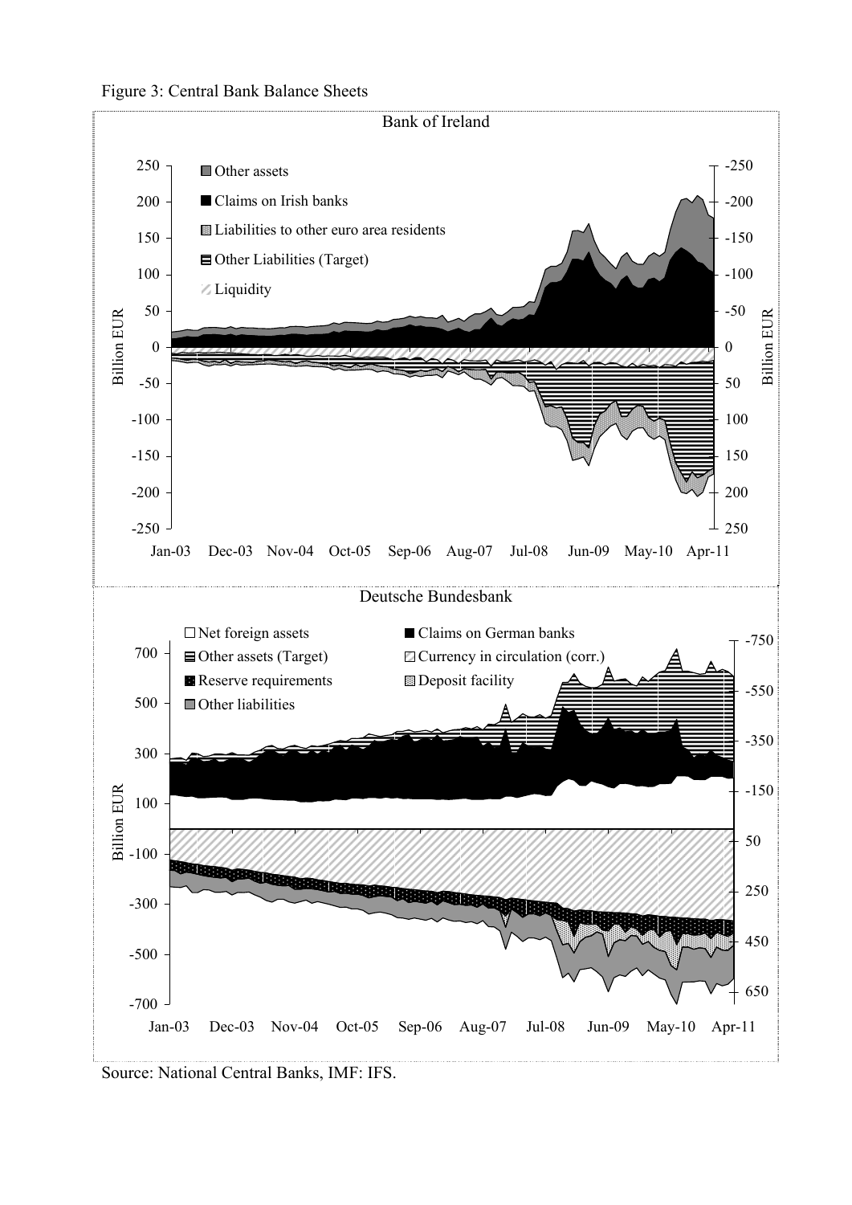Figure 3: Central Bank Balance Sheets

Source: National Central Banks, IMF: IFS.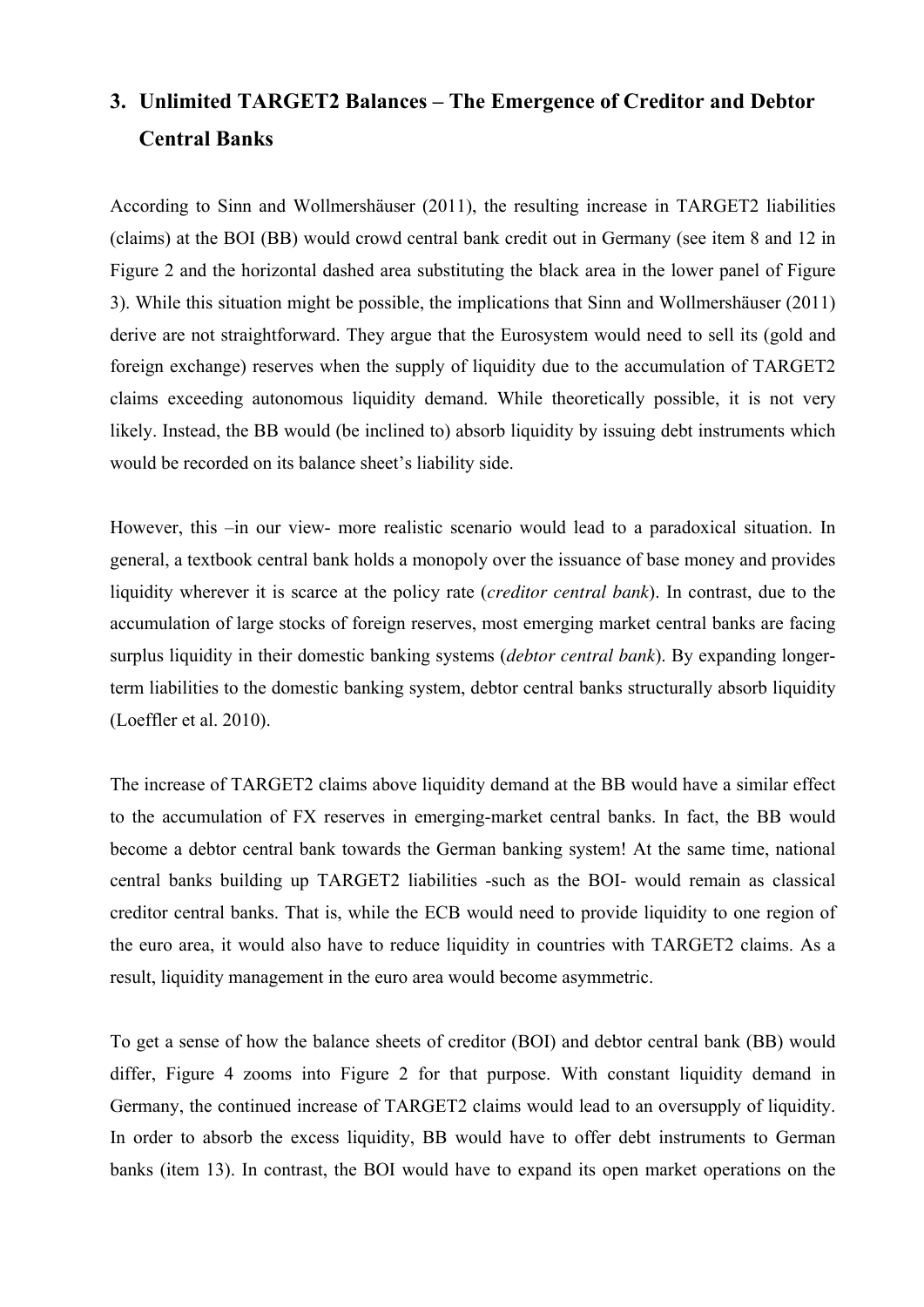## 3. Unlimited TARGET2 Balances – The Emergence of Creditor and Debtor Central Banks

According to Sinn and Wollmershäuser (2011), the resulting increase in TARGET2 liabilities (claims) at the BOI (BB) would crowd central bank credit out in Germany (see item 8 and 12 in Figure 2 and the horizontal dashed area substituting the black area in the lower panel of Figure 3). While this situation might be possible, the implications that Sinn and Wollmershäuser (2011) derive are not straightforward. They argue that the Eurosystem would need to sell its (gold and foreign exchange) reserves when the supply of liquidity due to the accumulation of TARGET2 claims exceeding autonomous liquidity demand. While theoretically possible, it is not very likely. Instead, the BB would (be inclined to) absorb liquidity by issuing debt instruments which would be recorded on its balance sheet's liability side.

However, this –in our view- more realistic scenario would lead to a paradoxical situation. In general, a textbook central bank holds a monopoly over the issuance of base money and provides liquidity wherever it is scarce at the policy rate (*creditor central bank*). In contrast, due to the accumulation of large stocks of foreign reserves, most emerging market central banks are facing surplus liquidity in their domestic banking systems (*debtor central bank*). By expanding longer-term liabilities to the domestic banking system, debtor central banks structurally absorb liquidity (Loeffler et al. 2010).

The increase of TARGET2 claims above liquidity demand at the BB would have a similar effect to the accumulation of FX reserves in emerging-market central banks. In fact, the BB would become a debtor central bank towards the German banking system! At the same time, national central banks building up TARGET2 liabilities -such as the BOI- would remain as classical creditor central banks. That is, while the ECB would need to provide liquidity to one region of the euro area, it would also have to reduce liquidity in countries with TARGET2 claims. As a result, liquidity management in the euro area would become asymmetric.

To get a sense of how the balance sheets of creditor (BOI) and debtor central bank (BB) would differ, Figure 4 zooms into Figure 2 for that purpose. With constant liquidity demand in Germany, the continued increase of TARGET2 claims would lead to an oversupply of liquidity. In order to absorb the excess liquidity, BB would have to offer debt instruments to German banks (item 13). In contrast, the BOI would have to expand its open market operations on the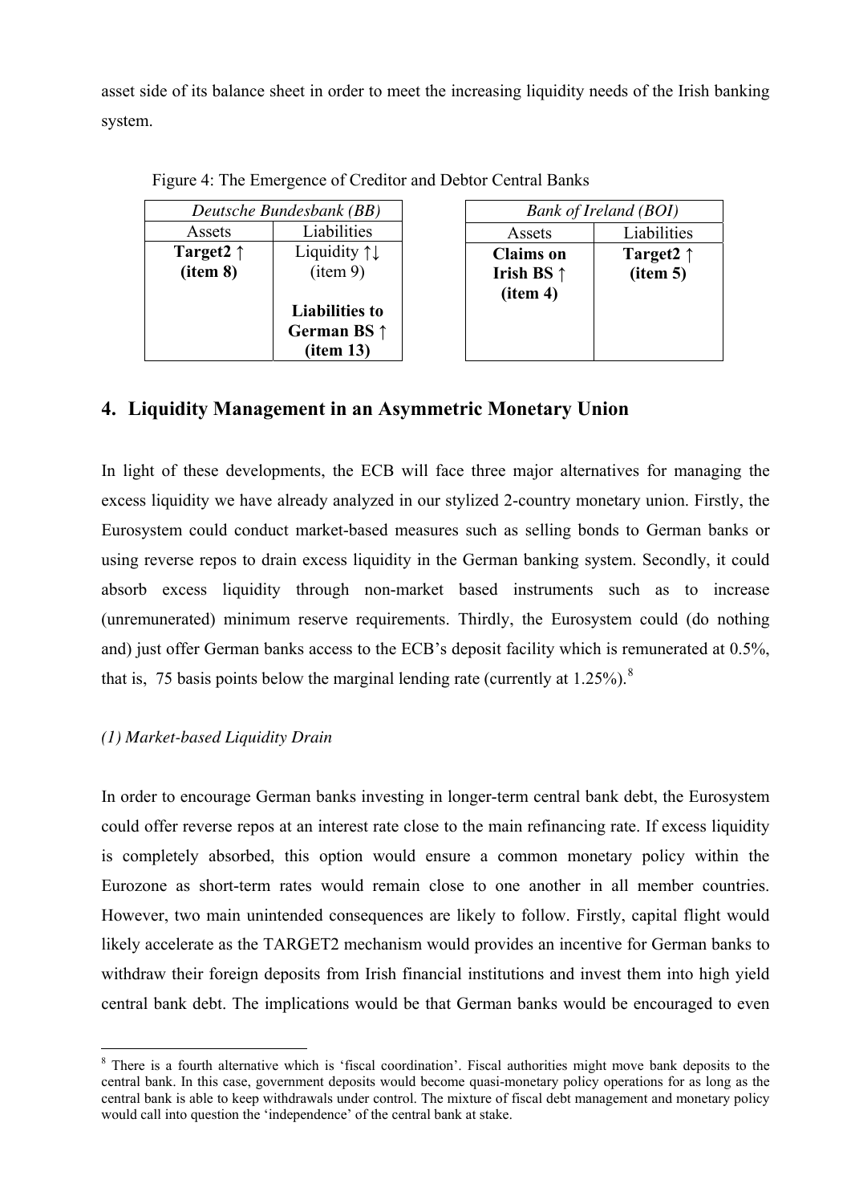asset side of its balance sheet in order to meet the increasing liquidity needs of the Irish banking system.

Figure 4: The Emergence of Creditor and Debtor Central Banks

| *Deutsche Bundesbank (BB)* | |
|---|---|
| Assets | Liabilities |
| **Target2 ↑ (item 8)** | Liquidity ↑↓ (item 9)<br><br>**Liabilities to German BS ↑ (item 13)** |

| *Bank of Ireland (BOI)* | |
|---|---|
| Assets | Liabilities |
| **Claims on Irish BS ↑ (item 4)** | **Target2 ↑ (item 5)** |

## 4. Liquidity Management in an Asymmetric Monetary Union

In light of these developments, the ECB will face three major alternatives for managing the excess liquidity we have already analyzed in our stylized 2-country monetary union. Firstly, the Eurosystem could conduct market-based measures such as selling bonds to German banks or using reverse repos to drain excess liquidity in the German banking system. Secondly, it could absorb excess liquidity through non-market based instruments such as to increase (unremunerated) minimum reserve requirements. Thirdly, the Eurosystem could (do nothing and) just offer German banks access to the ECB's deposit facility which is remunerated at 0.5%, that is, 75 basis points below the marginal lending rate (currently at 1.25%).[8]

*(1) Market-based Liquidity Drain*

In order to encourage German banks investing in longer-term central bank debt, the Eurosystem could offer reverse repos at an interest rate close to the main refinancing rate. If excess liquidity is completely absorbed, this option would ensure a common monetary policy within the Eurozone as short-term rates would remain close to one another in all member countries. However, two main unintended consequences are likely to follow. Firstly, capital flight would likely accelerate as the TARGET2 mechanism would provides an incentive for German banks to withdraw their foreign deposits from Irish financial institutions and invest them into high yield central bank debt. The implications would be that German banks would be encouraged to even

[8] There is a fourth alternative which is 'fiscal coordination'. Fiscal authorities might move bank deposits to the central bank. In this case, government deposits would become quasi-monetary policy operations for as long as the central bank is able to keep withdrawals under control. The mixture of fiscal debt management and monetary policy would call into question the 'independence' of the central bank at stake.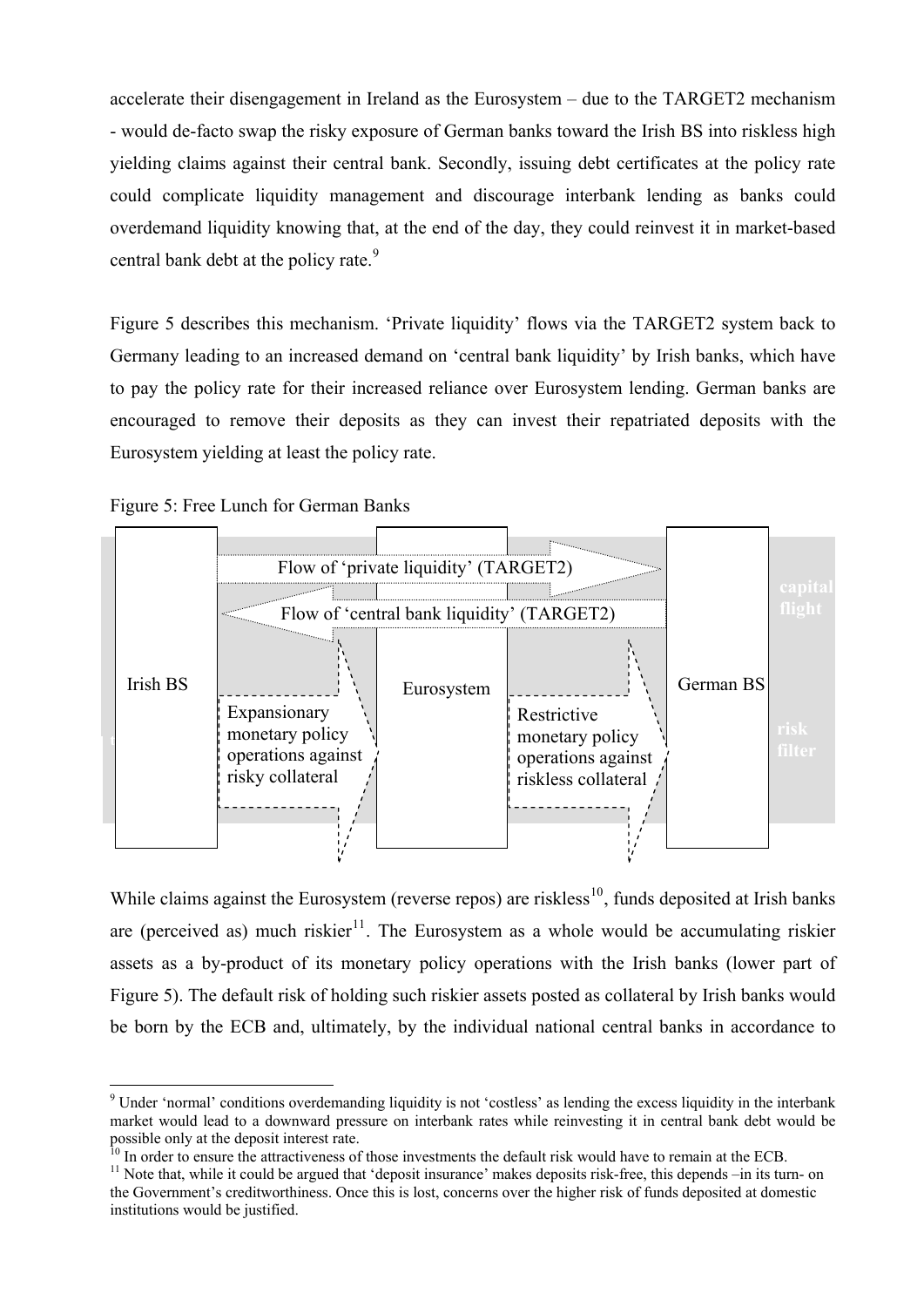accelerate their disengagement in Ireland as the Eurosystem – due to the TARGET2 mechanism - would de-facto swap the risky exposure of German banks toward the Irish BS into riskless high yielding claims against their central bank. Secondly, issuing debt certificates at the policy rate could complicate liquidity management and discourage interbank lending as banks could overdemand liquidity knowing that, at the end of the day, they could reinvest it in market-based central bank debt at the policy rate.[9]

Figure 5 describes this mechanism. 'Private liquidity' flows via the TARGET2 system back to Germany leading to an increased demand on 'central bank liquidity' by Irish banks, which have to pay the policy rate for their increased reliance over Eurosystem lending. German banks are encouraged to remove their deposits as they can invest their repatriated deposits with the Eurosystem yielding at least the policy rate.

Figure 5: Free Lunch for German Banks

Irish BS | Eurosystem | German BS

Flow of 'private liquidity' (TARGET2)

Flow of 'central bank liquidity' (TARGET2)

Expansionary monetary policy operations against risky collateral

Restrictive monetary policy operations against riskless collateral

capital flight

risk filter

While claims against the Eurosystem (reverse repos) are riskless[10], funds deposited at Irish banks are (perceived as) much riskier[11]. The Eurosystem as a whole would be accumulating riskier assets as a by-product of its monetary policy operations with the Irish banks (lower part of Figure 5). The default risk of holding such riskier assets posted as collateral by Irish banks would be born by the ECB and, ultimately, by the individual national central banks in accordance to

---

[9] Under 'normal' conditions overdemanding liquidity is not 'costless' as lending the excess liquidity in the interbank market would lead to a downward pressure on interbank rates while reinvesting it in central bank debt would be possible only at the deposit interest rate.

[10] In order to ensure the attractiveness of those investments the default risk would have to remain at the ECB.

[11] Note that, while it could be argued that 'deposit insurance' makes deposits risk-free, this depends –in its turn- on the Government's creditworthiness. Once this is lost, concerns over the higher risk of funds deposited at domestic institutions would be justified.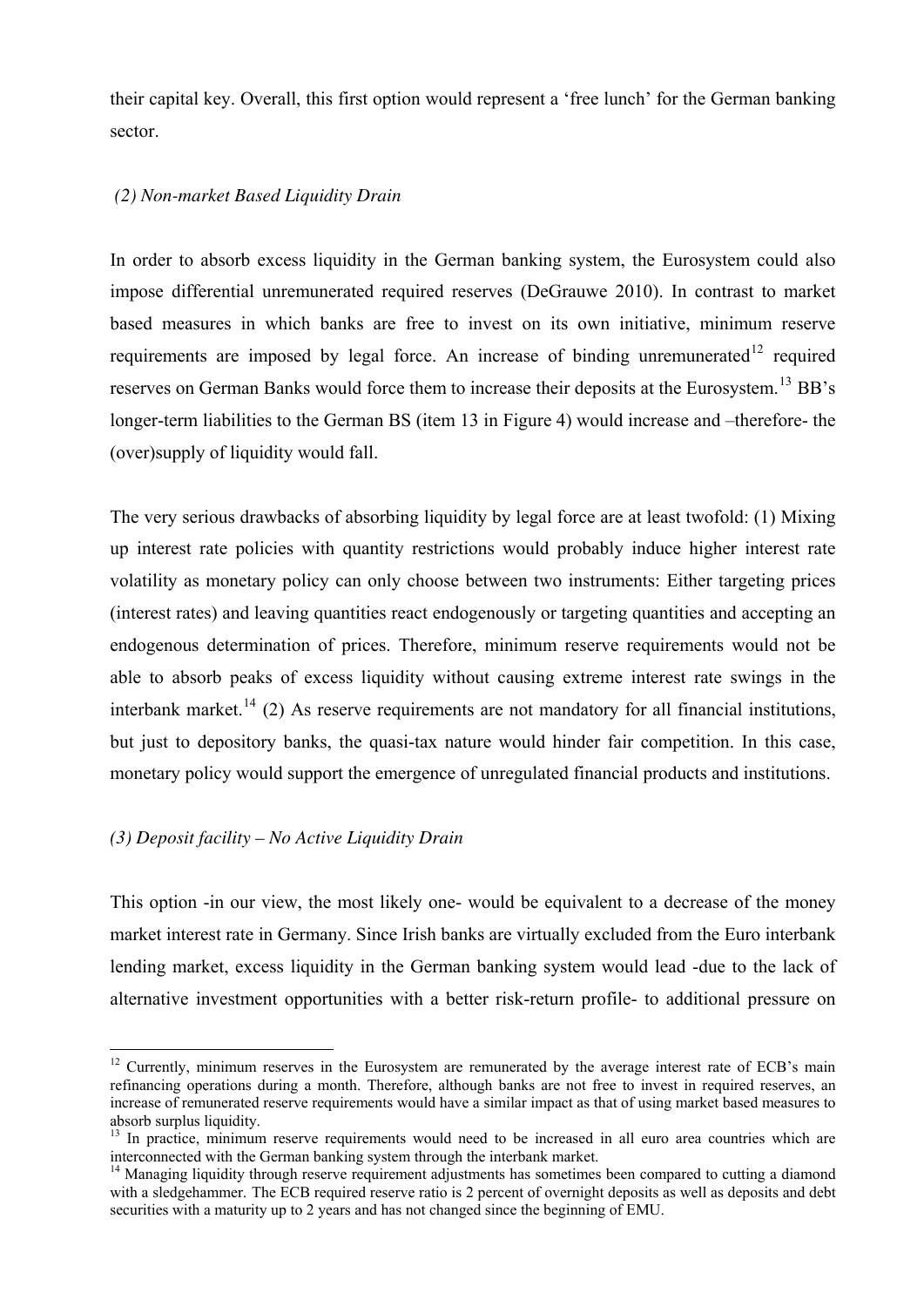their capital key. Overall, this first option would represent a 'free lunch' for the German banking sector.

*(2) Non-market Based Liquidity Drain*

In order to absorb excess liquidity in the German banking system, the Eurosystem could also impose differential unremunerated required reserves (DeGrauwe 2010). In contrast to market based measures in which banks are free to invest on its own initiative, minimum reserve requirements are imposed by legal force. An increase of binding unremunerated[12] required reserves on German Banks would force them to increase their deposits at the Eurosystem.[13] BB's longer-term liabilities to the German BS (item 13 in Figure 4) would increase and –therefore- the (over)supply of liquidity would fall.

The very serious drawbacks of absorbing liquidity by legal force are at least twofold: (1) Mixing up interest rate policies with quantity restrictions would probably induce higher interest rate volatility as monetary policy can only choose between two instruments: Either targeting prices (interest rates) and leaving quantities react endogenously or targeting quantities and accepting an endogenous determination of prices. Therefore, minimum reserve requirements would not be able to absorb peaks of excess liquidity without causing extreme interest rate swings in the interbank market.[14] (2) As reserve requirements are not mandatory for all financial institutions, but just to depository banks, the quasi-tax nature would hinder fair competition. In this case, monetary policy would support the emergence of unregulated financial products and institutions.

*(3) Deposit facility – No Active Liquidity Drain*

This option -in our view, the most likely one- would be equivalent to a decrease of the money market interest rate in Germany. Since Irish banks are virtually excluded from the Euro interbank lending market, excess liquidity in the German banking system would lead -due to the lack of alternative investment opportunities with a better risk-return profile- to additional pressure on

---

[12] Currently, minimum reserves in the Eurosystem are remunerated by the average interest rate of ECB's main refinancing operations during a month. Therefore, although banks are not free to invest in required reserves, an increase of remunerated reserve requirements would have a similar impact as that of using market based measures to absorb surplus liquidity.

[13] In practice, minimum reserve requirements would need to be increased in all euro area countries which are interconnected with the German banking system through the interbank market.

[14] Managing liquidity through reserve requirement adjustments has sometimes been compared to cutting a diamond with a sledgehammer. The ECB required reserve ratio is 2 percent of overnight deposits as well as deposits and debt securities with a maturity up to 2 years and has not changed since the beginning of EMU.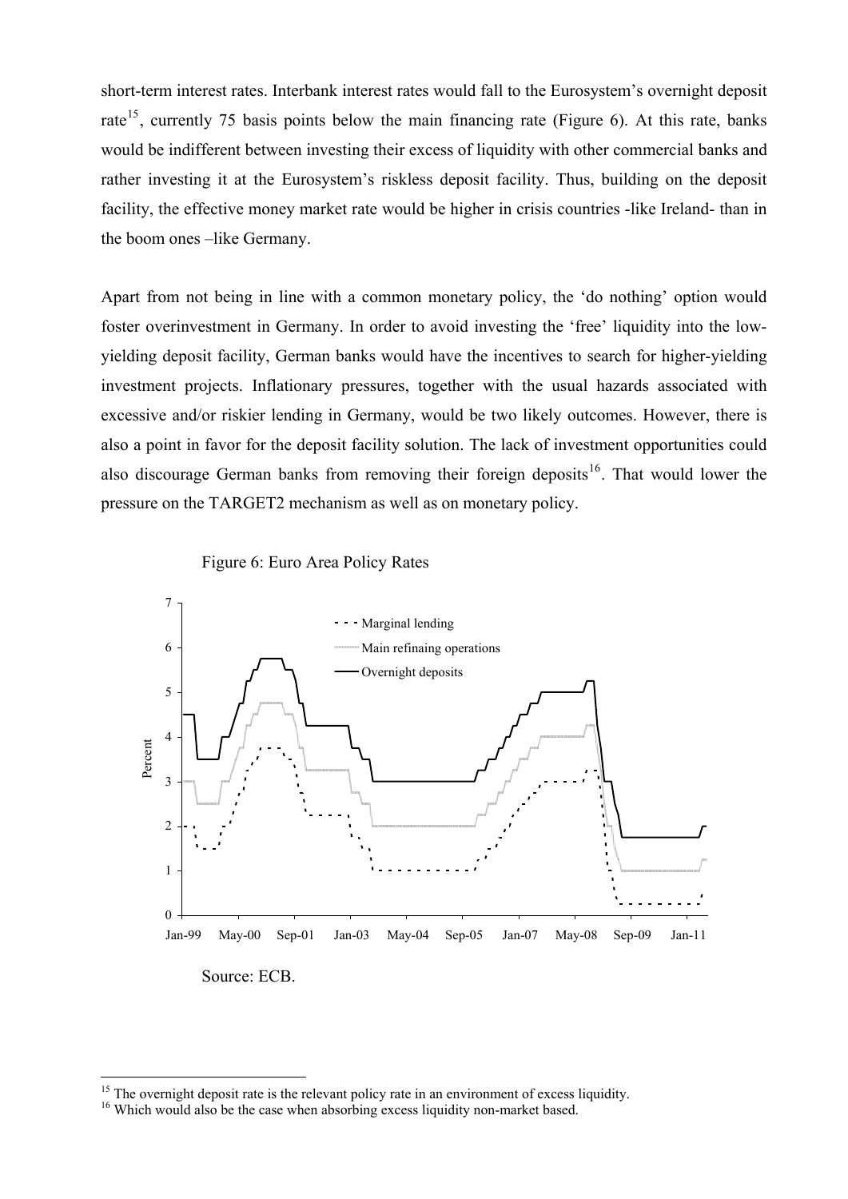short-term interest rates. Interbank interest rates would fall to the Eurosystem's overnight deposit rate[15], currently 75 basis points below the main financing rate (Figure 6). At this rate, banks would be indifferent between investing their excess of liquidity with other commercial banks and rather investing it at the Eurosystem's riskless deposit facility. Thus, building on the deposit facility, the effective money market rate would be higher in crisis countries -like Ireland- than in the boom ones –like Germany.

Apart from not being in line with a common monetary policy, the 'do nothing' option would foster overinvestment in Germany. In order to avoid investing the 'free' liquidity into the low-yielding deposit facility, German banks would have the incentives to search for higher-yielding investment projects. Inflationary pressures, together with the usual hazards associated with excessive and/or riskier lending in Germany, would be two likely outcomes. However, there is also a point in favor for the deposit facility solution. The lack of investment opportunities could also discourage German banks from removing their foreign deposits[16]. That would lower the pressure on the TARGET2 mechanism as well as on monetary policy.

Figure 6: Euro Area Policy Rates

Source: ECB.

---

[15] The overnight deposit rate is the relevant policy rate in an environment of excess liquidity.

[16] Which would also be the case when absorbing excess liquidity non-market based.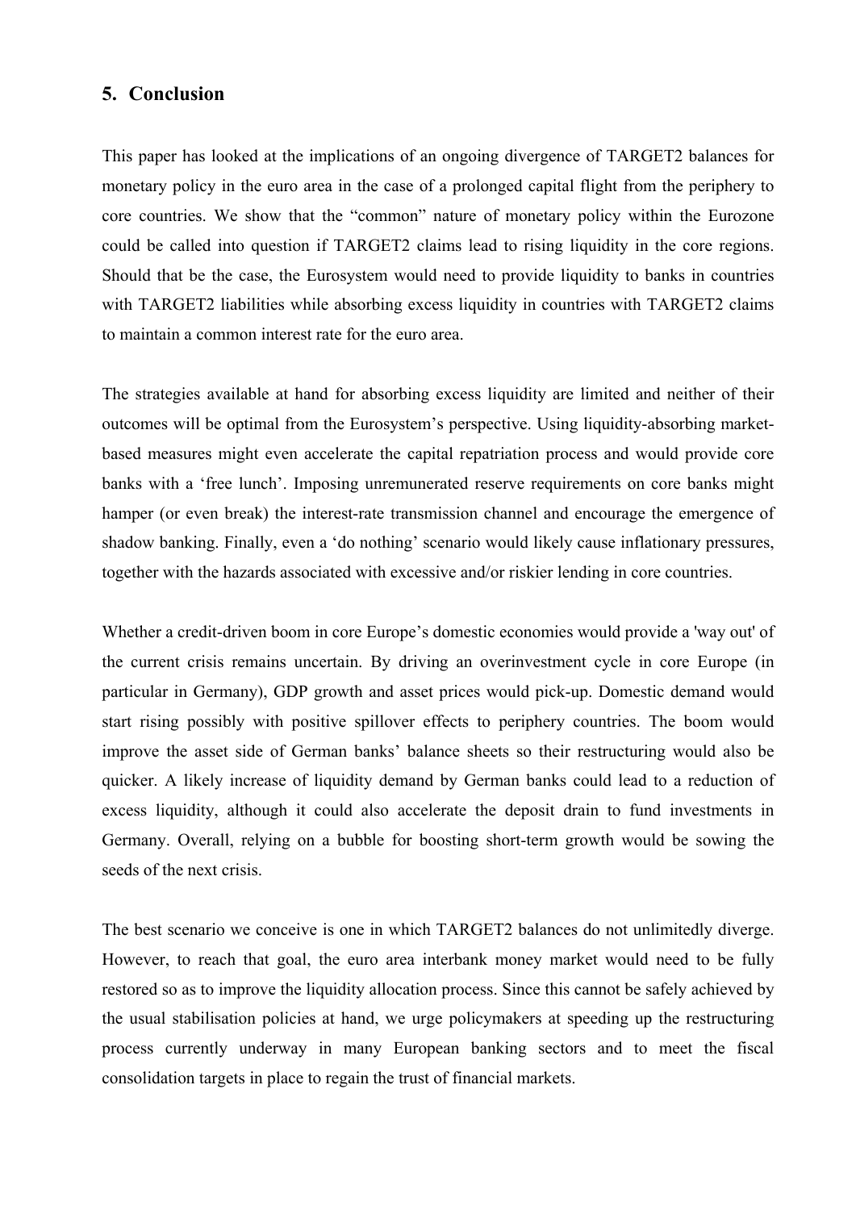## 5. Conclusion

This paper has looked at the implications of an ongoing divergence of TARGET2 balances for monetary policy in the euro area in the case of a prolonged capital flight from the periphery to core countries. We show that the "common" nature of monetary policy within the Eurozone could be called into question if TARGET2 claims lead to rising liquidity in the core regions. Should that be the case, the Eurosystem would need to provide liquidity to banks in countries with TARGET2 liabilities while absorbing excess liquidity in countries with TARGET2 claims to maintain a common interest rate for the euro area.

The strategies available at hand for absorbing excess liquidity are limited and neither of their outcomes will be optimal from the Eurosystem's perspective. Using liquidity-absorbing market-based measures might even accelerate the capital repatriation process and would provide core banks with a 'free lunch'. Imposing unremunerated reserve requirements on core banks might hamper (or even break) the interest-rate transmission channel and encourage the emergence of shadow banking. Finally, even a 'do nothing' scenario would likely cause inflationary pressures, together with the hazards associated with excessive and/or riskier lending in core countries.

Whether a credit-driven boom in core Europe's domestic economies would provide a 'way out' of the current crisis remains uncertain. By driving an overinvestment cycle in core Europe (in particular in Germany), GDP growth and asset prices would pick-up. Domestic demand would start rising possibly with positive spillover effects to periphery countries. The boom would improve the asset side of German banks' balance sheets so their restructuring would also be quicker. A likely increase of liquidity demand by German banks could lead to a reduction of excess liquidity, although it could also accelerate the deposit drain to fund investments in Germany. Overall, relying on a bubble for boosting short-term growth would be sowing the seeds of the next crisis.

The best scenario we conceive is one in which TARGET2 balances do not unlimitedly diverge. However, to reach that goal, the euro area interbank money market would need to be fully restored so as to improve the liquidity allocation process. Since this cannot be safely achieved by the usual stabilisation policies at hand, we urge policymakers at speeding up the restructuring process currently underway in many European banking sectors and to meet the fiscal consolidation targets in place to regain the trust of financial markets.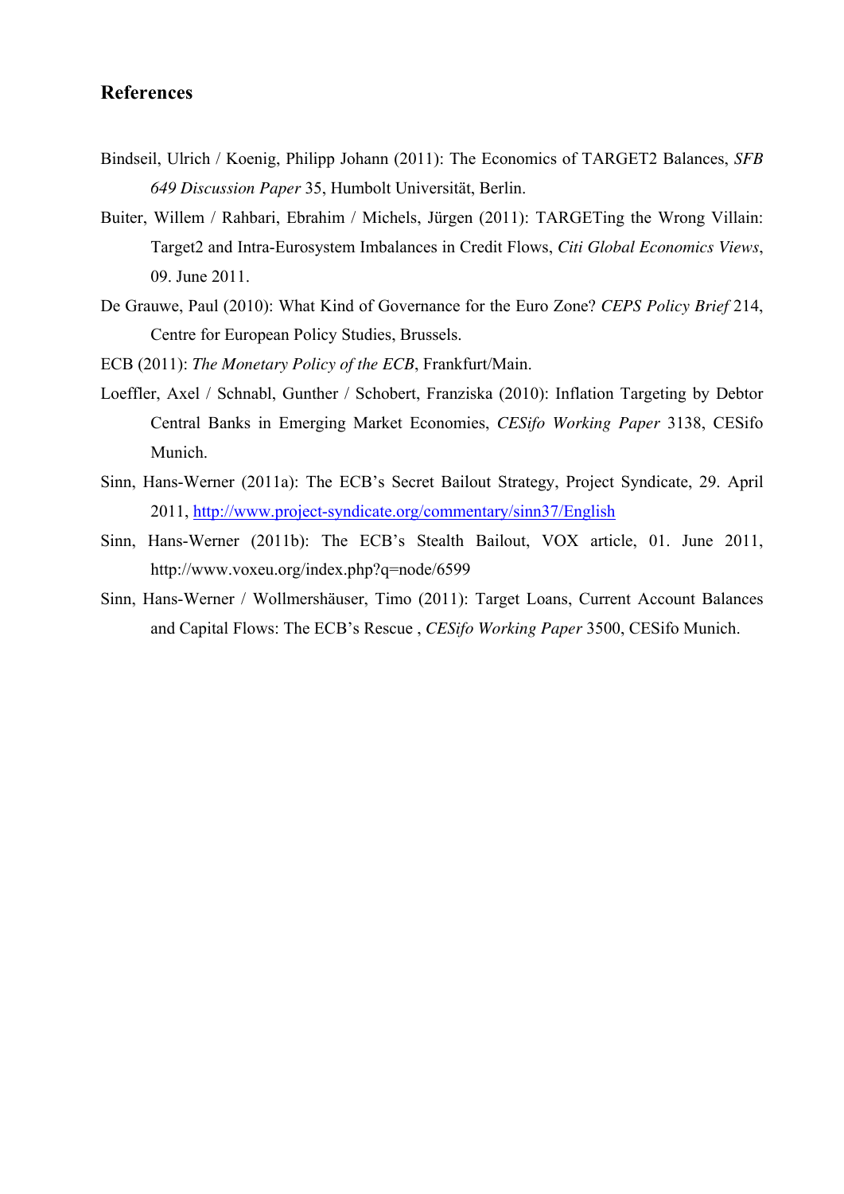## References

Bindseil, Ulrich / Koenig, Philipp Johann (2011): The Economics of TARGET2 Balances, *SFB 649 Discussion Paper* 35, Humbolt Universität, Berlin.

Buiter, Willem / Rahbari, Ebrahim / Michels, Jürgen (2011): TARGETing the Wrong Villain: Target2 and Intra-Eurosystem Imbalances in Credit Flows, *Citi Global Economics Views*, 09. June 2011.

De Grauwe, Paul (2010): What Kind of Governance for the Euro Zone? *CEPS Policy Brief* 214, Centre for European Policy Studies, Brussels.

ECB (2011): *The Monetary Policy of the ECB*, Frankfurt/Main.

Loeffler, Axel / Schnabl, Gunther / Schobert, Franziska (2010): Inflation Targeting by Debtor Central Banks in Emerging Market Economies, *CESifo Working Paper* 3138, CESifo Munich.

Sinn, Hans-Werner (2011a): The ECB's Secret Bailout Strategy, Project Syndicate, 29. April 2011, http://www.project-syndicate.org/commentary/sinn37/English

Sinn, Hans-Werner (2011b): The ECB's Stealth Bailout, VOX article, 01. June 2011, http://www.voxeu.org/index.php?q=node/6599

Sinn, Hans-Werner / Wollmershäuser, Timo (2011): Target Loans, Current Account Balances and Capital Flows: The ECB's Rescue , *CESifo Working Paper* 3500, CESifo Munich.